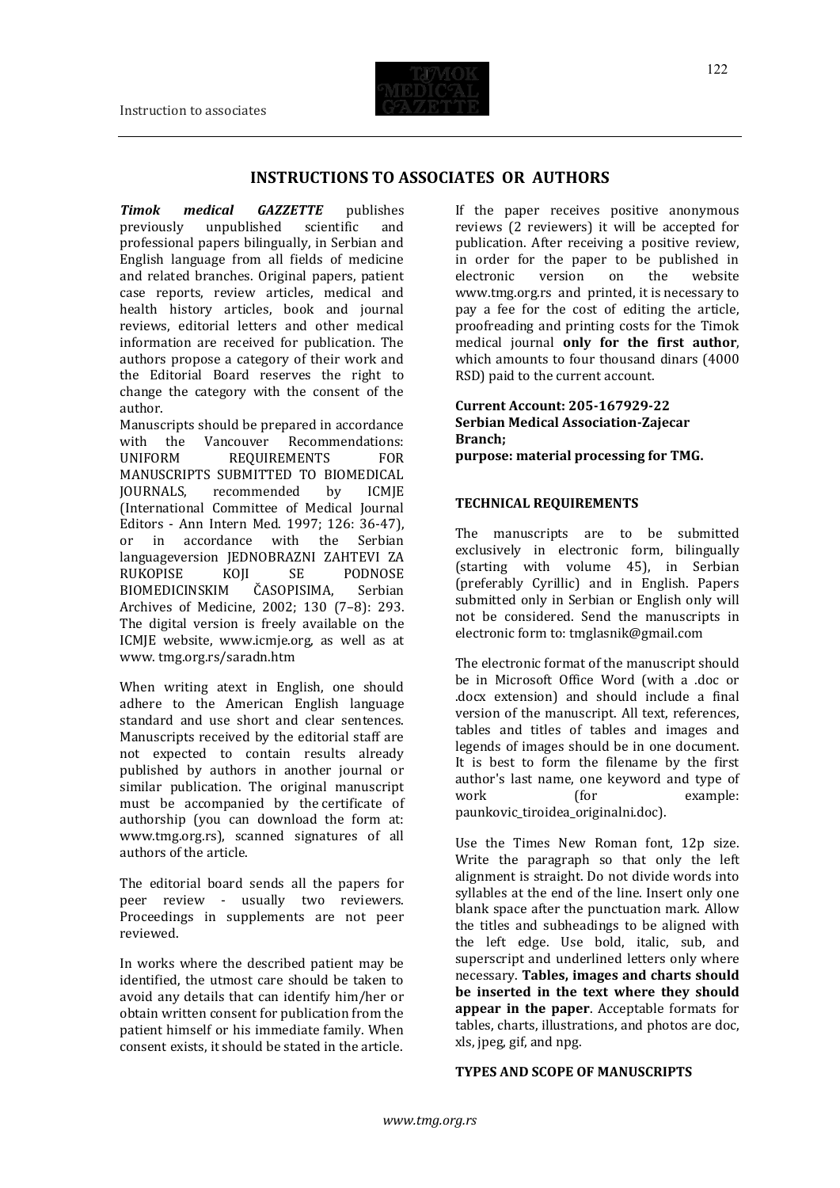# INSTRUCTIONS TO ASSOCIATES OR AUTHORS

***Timok medical GAZZETTE*** publishes previously unpublished scientific and professional papers bilingually, in Serbian and English language from all fields of medicine and related branches. Original papers, patient case reports, review articles, medical and health history articles, book and journal reviews, editorial letters and other medical information are received for publication. The authors propose a category of their work and the Editorial Board reserves the right to change the category with the consent of the author.

Manuscripts should be prepared in accordance with the Vancouver Recommendations: UNIFORM REQUIREMENTS FOR MANUSCRIPTS SUBMITTED TO BIOMEDICAL JOURNALS, recommended by ICMJE (International Committee of Medical Journal Editors - Ann Intern Med. 1997; 126: 36-47), or in accordance with the Serbian languageversion JEDNOBRAZNI ZAHTEVI ZA RUKOPISE KOJI SE PODNOSE BIOMEDICINSKIM ČASOPISIMA, Serbian Archives of Medicine, 2002; 130 (7–8): 293. The digital version is freely available on the ICMJE website, www.icmje.org, as well as at www. tmg.org.rs/saradn.htm

When writing atext in English, one should adhere to the American English language standard and use short and clear sentences. Manuscripts received by the editorial staff are not expected to contain results already published by authors in another journal or similar publication. The original manuscript must be accompanied by the certificate of authorship (you can download the form at: www.tmg.org.rs), scanned signatures of all authors of the article.

The editorial board sends all the papers for peer review - usually two reviewers. Proceedings in supplements are not peer reviewed.

In works where the described patient may be identified, the utmost care should be taken to avoid any details that can identify him/her or obtain written consent for publication from the patient himself or his immediate family. When consent exists, it should be stated in the article.

If the paper receives positive anonymous reviews (2 reviewers) it will be accepted for publication. After receiving a positive review, in order for the paper to be published in electronic version on the website www.tmg.org.rs and printed, it is necessary to pay a fee for the cost of editing the article, proofreading and printing costs for the Timok medical journal **only for the first author**, which amounts to four thousand dinars (4000 RSD) paid to the current account.

**Current Account: 205-167929-22**
**Serbian Medical Association-Zajecar Branch;**
**purpose: material processing for TMG.**

## TECHNICAL REQUIREMENTS

The manuscripts are to be submitted exclusively in electronic form, bilingually (starting with volume 45), in Serbian (preferably Cyrillic) and in English. Papers submitted only in Serbian or English only will not be considered. Send the manuscripts in electronic form to: tmglasnik@gmail.com

The electronic format of the manuscript should be in Microsoft Office Word (with a .doc or .docx extension) and should include a final version of the manuscript. All text, references, tables and titles of tables and images and legends of images should be in one document. It is best to form the filename by the first author's last name, one keyword and type of work (for example: paunkovic_tiroidea_originalni.doc).

Use the Times New Roman font, 12p size. Write the paragraph so that only the left alignment is straight. Do not divide words into syllables at the end of the line. Insert only one blank space after the punctuation mark. Allow the titles and subheadings to be aligned with the left edge. Use bold, italic, sub, and superscript and underlined letters only where necessary. **Tables, images and charts should be inserted in the text where they should appear in the paper**. Acceptable formats for tables, charts, illustrations, and photos are doc, xls, jpeg, gif, and npg.

## TYPES AND SCOPE OF MANUSCRIPTS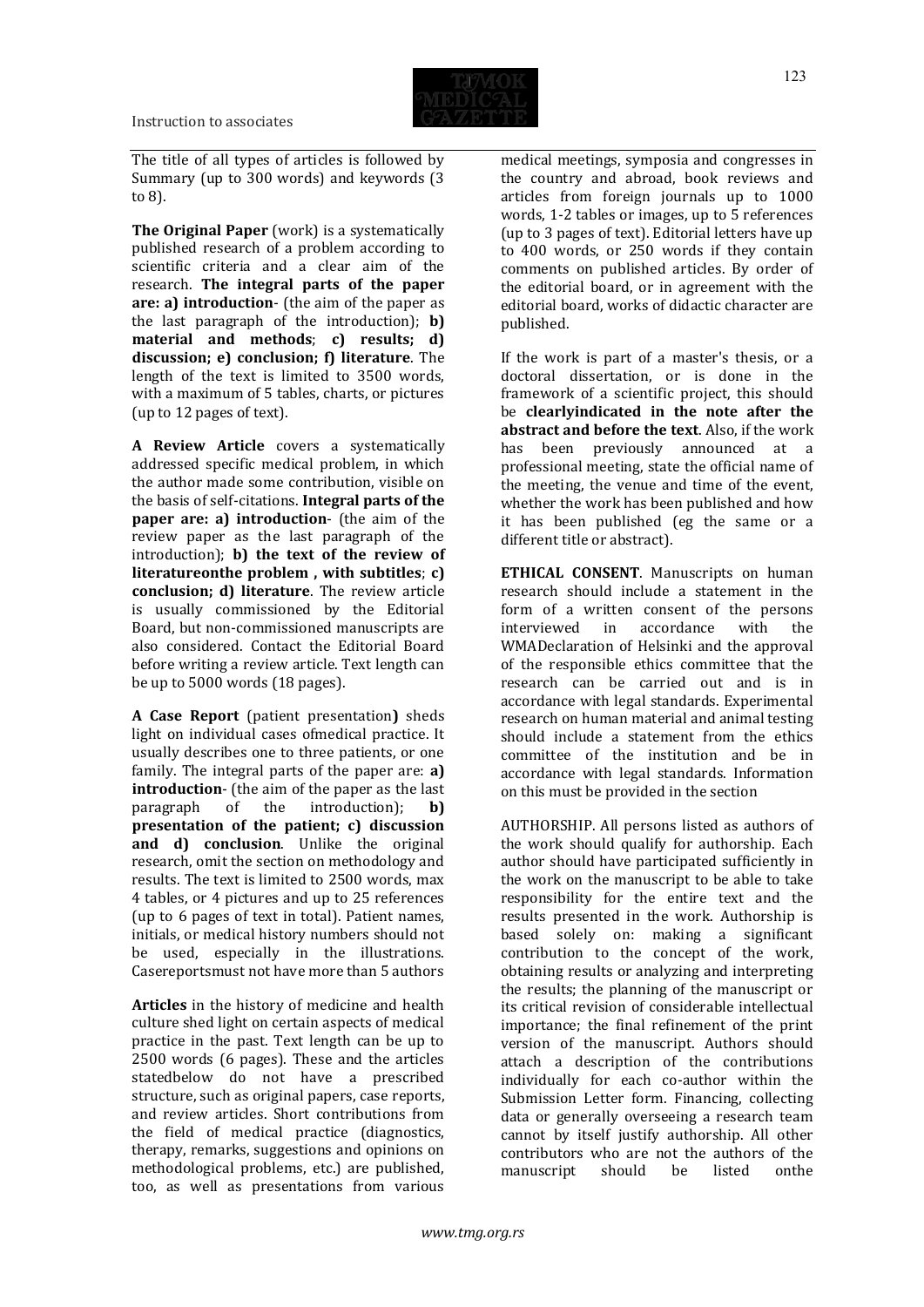The title of all types of articles is followed by Summary (up to 300 words) and keywords (3 to 8).

**The Original Paper** (work) is a systematically published research of a problem according to scientific criteria and a clear aim of the research. **The integral parts of the paper are: a) introduction**- (the aim of the paper as the last paragraph of the introduction); **b) material and methods**; **c) results; d) discussion; e) conclusion; f) literature**. The length of the text is limited to 3500 words, with a maximum of 5 tables, charts, or pictures (up to 12 pages of text).

**A Review Article** covers a systematically addressed specific medical problem, in which the author made some contribution, visible on the basis of self-citations. **Integral parts of the paper are: a) introduction**- (the aim of the review paper as the last paragraph of the introduction); **b) the text of the review of literatureonthe problem , with subtitles**; **c) conclusion; d) literature**. The review article is usually commissioned by the Editorial Board, but non-commissioned manuscripts are also considered. Contact the Editorial Board before writing a review article. Text length can be up to 5000 words (18 pages).

**A Case Report** (patient presentation**)** sheds light on individual cases ofmedical practice. It usually describes one to three patients, or one family. The integral parts of the paper are: **a) introduction**- (the aim of the paper as the last paragraph of the introduction); **b) presentation of the patient; c) discussion and d) conclusion**. Unlike the original research, omit the section on methodology and results. The text is limited to 2500 words, max 4 tables, or 4 pictures and up to 25 references (up to 6 pages of text in total). Patient names, initials, or medical history numbers should not be used, especially in the illustrations. Casereportsmust not have more than 5 authors

**Articles** in the history of medicine and health culture shed light on certain aspects of medical practice in the past. Text length can be up to 2500 words (6 pages). These and the articles statedbelow do not have a prescribed structure, such as original papers, case reports, and review articles. Short contributions from the field of medical practice (diagnostics, therapy, remarks, suggestions and opinions on methodological problems, etc.) are published, too, as well as presentations from various medical meetings, symposia and congresses in the country and abroad, book reviews and articles from foreign journals up to 1000 words, 1-2 tables or images, up to 5 references (up to 3 pages of text). Editorial letters have up to 400 words, or 250 words if they contain comments on published articles. By order of the editorial board, or in agreement with the editorial board, works of didactic character are published.

If the work is part of a master's thesis, or a doctoral dissertation, or is done in the framework of a scientific project, this should be **clearlyindicated in the note after the abstract and before the text**. Also, if the work has been previously announced at a professional meeting, state the official name of the meeting, the venue and time of the event, whether the work has been published and how it has been published (eg the same or a different title or abstract).

**ETHICAL CONSENT**. Manuscripts on human research should include a statement in the form of a written consent of the persons interviewed in accordance with the WMADeclaration of Helsinki and the approval of the responsible ethics committee that the research can be carried out and is in accordance with legal standards. Experimental research on human material and animal testing should include a statement from the ethics committee of the institution and be in accordance with legal standards. Information on this must be provided in the section

AUTHORSHIP. All persons listed as authors of the work should qualify for authorship. Each author should have participated sufficiently in the work on the manuscript to be able to take responsibility for the entire text and the results presented in the work. Authorship is based solely on: making a significant contribution to the concept of the work, obtaining results or analyzing and interpreting the results; the planning of the manuscript or its critical revision of considerable intellectual importance; the final refinement of the print version of the manuscript. Authors should attach a description of the contributions individually for each co-author within the Submission Letter form. Financing, collecting data or generally overseeing a research team cannot by itself justify authorship. All other contributors who are not the authors of the manuscript should be listed onthe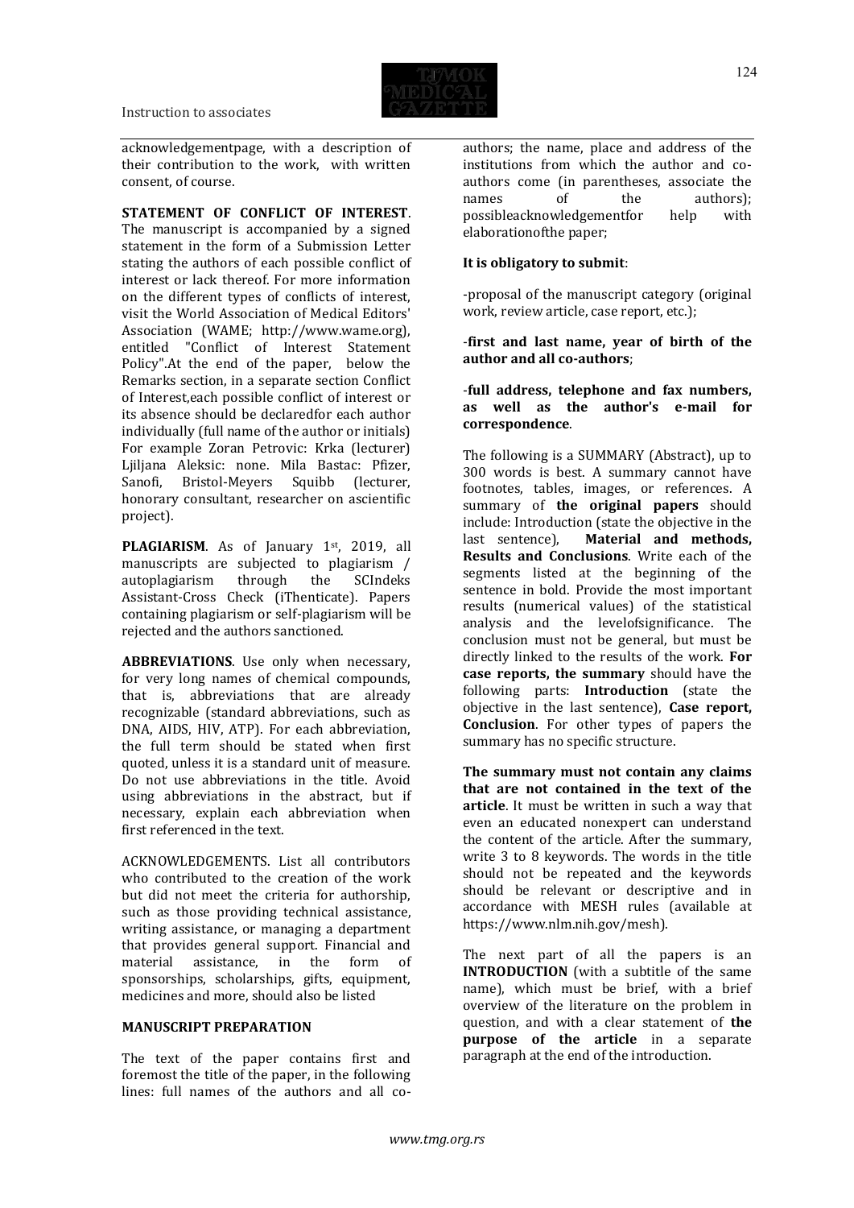acknowledgementpage, with a description of their contribution to the work, with written consent, of course.

**STATEMENT OF CONFLICT OF INTEREST**. The manuscript is accompanied by a signed statement in the form of a Submission Letter stating the authors of each possible conflict of interest or lack thereof. For more information on the different types of conflicts of interest, visit the World Association of Medical Editors' Association (WAME; http://www.wame.org), entitled "Conflict of Interest Statement Policy".At the end of the paper, below the Remarks section, in a separate section Conflict of Interest,each possible conflict of interest or its absence should be declaredfor each author individually (full name of the author or initials) For example Zoran Petrovic: Krka (lecturer) Ljiljana Aleksic: none. Mila Bastac: Pfizer, Sanofi, Bristol-Meyers Squibb (lecturer, honorary consultant, researcher on ascientific project).

**PLAGIARISM**. As of January 1st, 2019, all manuscripts are subjected to plagiarism / autoplagiarism through the SCIndeks Assistant-Cross Check (iThenticate). Papers containing plagiarism or self-plagiarism will be rejected and the authors sanctioned.

**ABBREVIATIONS**. Use only when necessary, for very long names of chemical compounds, that is, abbreviations that are already recognizable (standard abbreviations, such as DNA, AIDS, HIV, ATP). For each abbreviation, the full term should be stated when first quoted, unless it is a standard unit of measure. Do not use abbreviations in the title. Avoid using abbreviations in the abstract, but if necessary, explain each abbreviation when first referenced in the text.

ACKNOWLEDGEMENTS. List all contributors who contributed to the creation of the work but did not meet the criteria for authorship, such as those providing technical assistance, writing assistance, or managing a department that provides general support. Financial and material assistance, in the form of sponsorships, scholarships, gifts, equipment, medicines and more, should also be listed

**MANUSCRIPT PREPARATION**

The text of the paper contains first and foremost the title of the paper, in the following lines: full names of the authors and all co-authors; the name, place and address of the institutions from which the author and co-authors come (in parentheses, associate the names of the authors); possibleacknowledgementfor help with elaborationofthe paper;

**It is obligatory to submit**:

-proposal of the manuscript category (original work, review article, case report, etc.);

-**first and last name, year of birth of the author and all co-authors**;

-**full address, telephone and fax numbers, as well as the author's e-mail for correspondence**.

The following is a SUMMARY (Abstract), up to 300 words is best. A summary cannot have footnotes, tables, images, or references. A summary of **the original papers** should include: Introduction (state the objective in the last sentence), **Material and methods, Results and Conclusions**. Write each of the segments listed at the beginning of the sentence in bold. Provide the most important results (numerical values) of the statistical analysis and the levelofsignificance. The conclusion must not be general, but must be directly linked to the results of the work. **For case reports, the summary** should have the following parts: **Introduction** (state the objective in the last sentence), **Case report, Conclusion**. For other types of papers the summary has no specific structure.

**The summary must not contain any claims that are not contained in the text of the article**. It must be written in such a way that even an educated nonexpert can understand the content of the article. After the summary, write 3 to 8 keywords. The words in the title should not be repeated and the keywords should be relevant or descriptive and in accordance with MESH rules (available at https://www.nlm.nih.gov/mesh).

The next part of all the papers is an **INTRODUCTION** (with a subtitle of the same name), which must be brief, with a brief overview of the literature on the problem in question, and with a clear statement of **the purpose of the article** in a separate paragraph at the end of the introduction.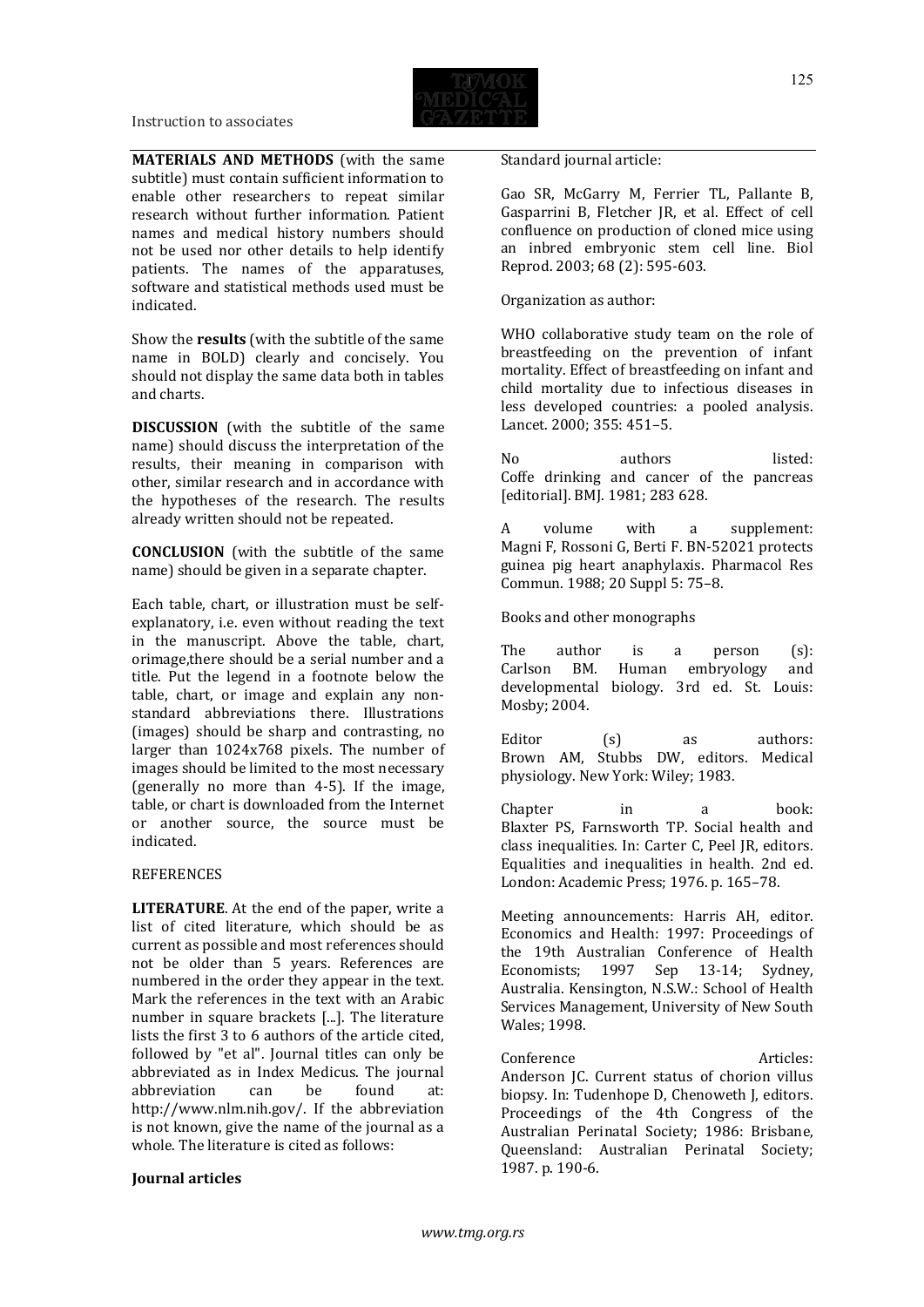**MATERIALS AND METHODS** (with the same subtitle) must contain sufficient information to enable other researchers to repeat similar research without further information. Patient names and medical history numbers should not be used nor other details to help identify patients. The names of the apparatuses, software and statistical methods used must be indicated.

Show the **results** (with the subtitle of the same name in BOLD) clearly and concisely. You should not display the same data both in tables and charts.

**DISCUSSION** (with the subtitle of the same name) should discuss the interpretation of the results, their meaning in comparison with other, similar research and in accordance with the hypotheses of the research. The results already written should not be repeated.

**CONCLUSION** (with the subtitle of the same name) should be given in a separate chapter.

Each table, chart, or illustration must be self-explanatory, i.e. even without reading the text in the manuscript. Above the table, chart, orimage,there should be a serial number and a title. Put the legend in a footnote below the table, chart, or image and explain any non-standard abbreviations there. Illustrations (images) should be sharp and contrasting, no larger than 1024x768 pixels. The number of images should be limited to the most necessary (generally no more than 4-5). If the image, table, or chart is downloaded from the Internet or another source, the source must be indicated.

REFERENCES

**LITERATURE**. At the end of the paper, write a list of cited literature, which should be as current as possible and most references should not be older than 5 years. References are numbered in the order they appear in the text. Mark the references in the text with an Arabic number in square brackets [...]. The literature lists the first 3 to 6 authors of the article cited, followed by "et al". Journal titles can only be abbreviated as in Index Medicus. The journal abbreviation can be found at: http://www.nlm.nih.gov/. If the abbreviation is not known, give the name of the journal as a whole. The literature is cited as follows:

**Journal articles**

Standard journal article:

Gao SR, McGarry M, Ferrier TL, Pallante B, Gasparrini B, Fletcher JR, et al. Effect of cell confluence on production of cloned mice using an inbred embryonic stem cell line. Biol Reprod. 2003; 68 (2): 595-603.

Organization as author:

WHO collaborative study team on the role of breastfeeding on the prevention of infant mortality. Effect of breastfeeding on infant and child mortality due to infectious diseases in less developed countries: a pooled analysis. Lancet. 2000; 355: 451–5.

No authors listed:
Coffe drinking and cancer of the pancreas [editorial]. BMJ. 1981; 283 628.

A volume with a supplement:
Magni F, Rossoni G, Berti F. BN-52021 protects guinea pig heart anaphylaxis. Pharmacol Res Commun. 1988; 20 Suppl 5: 75–8.

Books and other monographs

The author is a person (s):
Carlson BM. Human embryology and developmental biology. 3rd ed. St. Louis: Mosby; 2004.

Editor (s) as authors:
Brown AM, Stubbs DW, editors. Medical physiology. New York: Wiley; 1983.

Chapter in a book:
Blaxter PS, Farnsworth TP. Social health and class inequalities. In: Carter C, Peel JR, editors. Equalities and inequalities in health. 2nd ed. London: Academic Press; 1976. p. 165–78.

Meeting announcements: Harris AH, editor. Economics and Health: 1997: Proceedings of the 19th Australian Conference of Health Economists; 1997 Sep 13-14; Sydney, Australia. Kensington, N.S.W.: School of Health Services Management, University of New South Wales; 1998.

Conference Articles:
Anderson JC. Current status of chorion villus biopsy. In: Tudenhope D, Chenoweth J, editors. Proceedings of the 4th Congress of the Australian Perinatal Society; 1986: Brisbane, Queensland: Australian Perinatal Society; 1987. p. 190-6.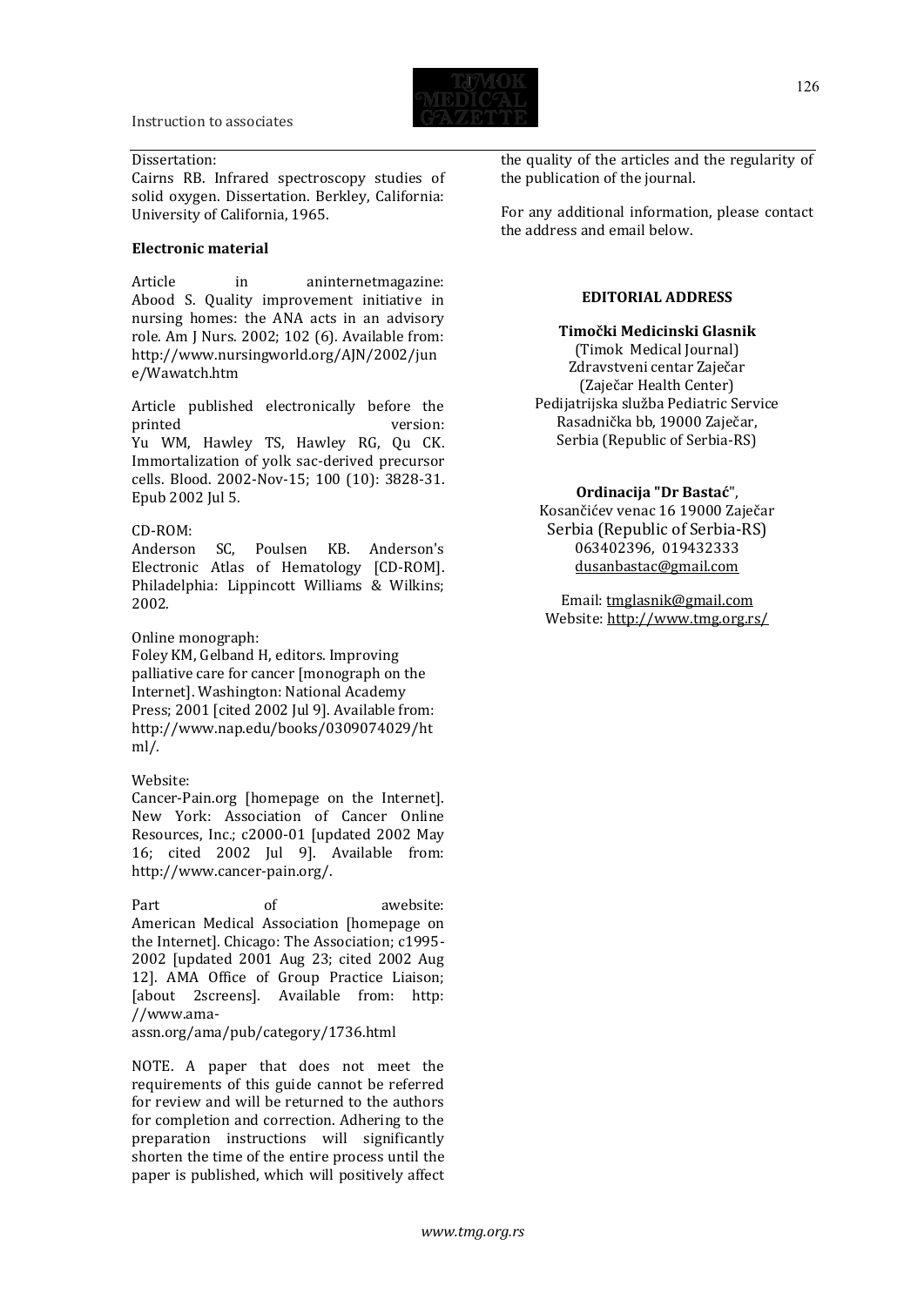Dissertation:
Cairns RB. Infrared spectroscopy studies of solid oxygen. Dissertation. Berkley, California: University of California, 1965.

**Electronic material**

Article in aninternetmagazine:
Abood S. Quality improvement initiative in nursing homes: the ANA acts in an advisory role. Am J Nurs. 2002; 102 (6). Available from: http://www.nursingworld.org/AJN/2002/june/Wawatch.htm

Article published electronically before the printed version:
Yu WM, Hawley TS, Hawley RG, Qu CK. Immortalization of yolk sac-derived precursor cells. Blood. 2002-Nov-15; 100 (10): 3828-31. Epub 2002 Jul 5.

CD-ROM:
Anderson SC, Poulsen KB. Anderson's Electronic Atlas of Hematology [CD-ROM]. Philadelphia: Lippincott Williams & Wilkins; 2002.

Online monograph:
Foley KM, Gelband H, editors. Improving palliative care for cancer [monograph on the Internet]. Washington: National Academy Press; 2001 [cited 2002 Jul 9]. Available from: http://www.nap.edu/books/0309074029/html/.

Website:
Cancer-Pain.org [homepage on the Internet]. New York: Association of Cancer Online Resources, Inc.; c2000-01 [updated 2002 May 16; cited 2002 Jul 9]. Available from: http://www.cancer-pain.org/.

Part of awebsite:
American Medical Association [homepage on the Internet]. Chicago: The Association; c1995-2002 [updated 2001 Aug 23; cited 2002 Aug 12]. AMA Office of Group Practice Liaison; [about 2screens]. Available from: http: //www.ama-assn.org/ama/pub/category/1736.html

NOTE. A paper that does not meet the requirements of this guide cannot be referred for review and will be returned to the authors for completion and correction. Adhering to the preparation instructions will significantly shorten the time of the entire process until the paper is published, which will positively affect the quality of the articles and the regularity of the publication of the journal.

For any additional information, please contact the address and email below.

**EDITORIAL ADDRESS**

**Timočki Medicinski Glasnik**
(Timok Medical Journal)
Zdravstveni centar Zaječar
(Zaječar Health Center)
Pedijatrijska služba Pediatric Service
Rasadnička bb, 19000 Zaječar,
Serbia (Republic of Serbia-RS)

**Ordinacija "Dr Bastać"**,
Kosančićev venac 16 19000 Zaječar
Serbia (Republic of Serbia-RS)
063402396, 019432333
dusanbastac@gmail.com

Email: tmglasnik@gmail.com
Website: http://www.tmg.org.rs/